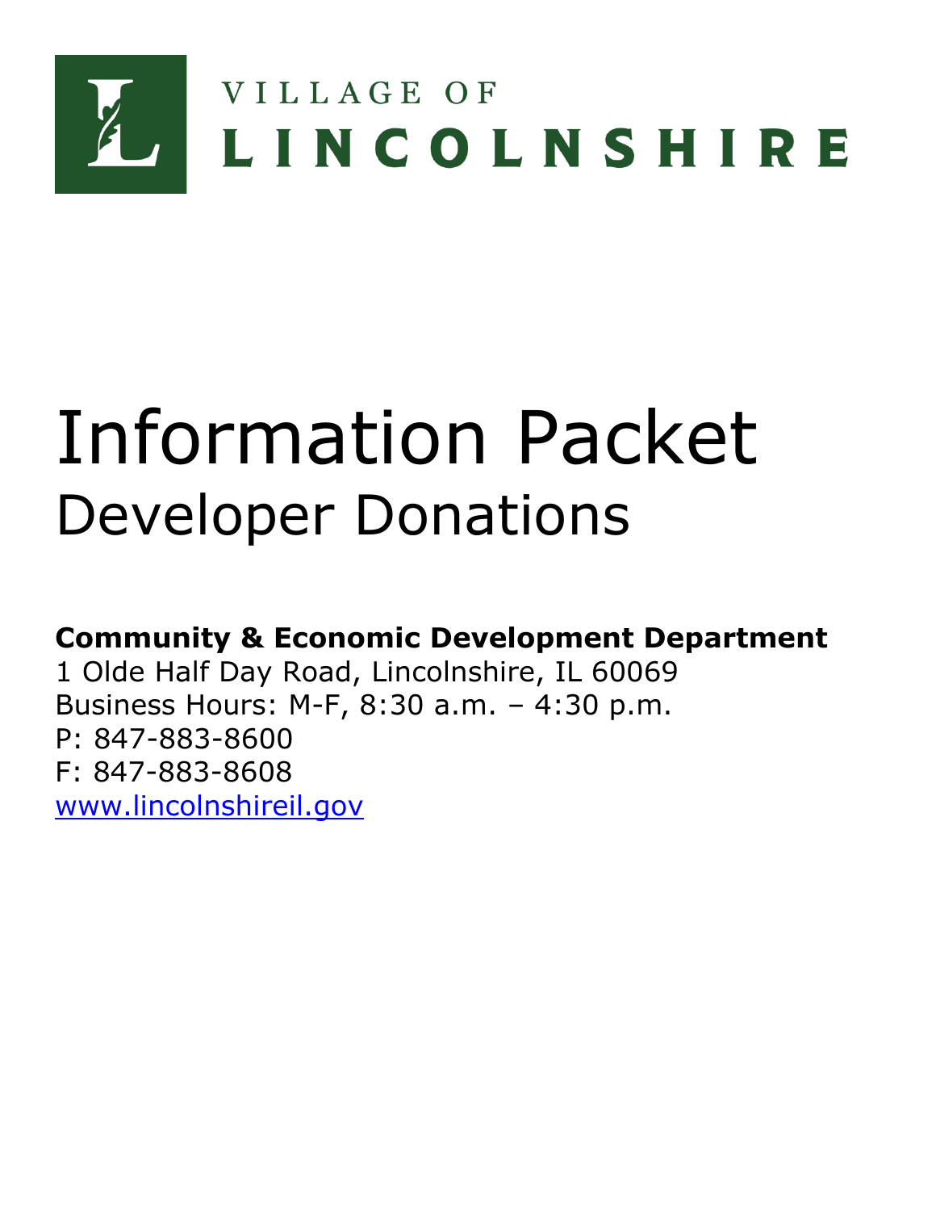VILLAGE OF
LINCOLNSHIRE

# Information Packet

## Developer Donations

**Community & Economic Development Department**
1 Olde Half Day Road, Lincolnshire, IL 60069
Business Hours: M-F, 8:30 a.m. – 4:30 p.m.
P: 847-883-8600
F: 847-883-8608
[www.lincolnshireil.gov](http://www.lincolnshireil.gov)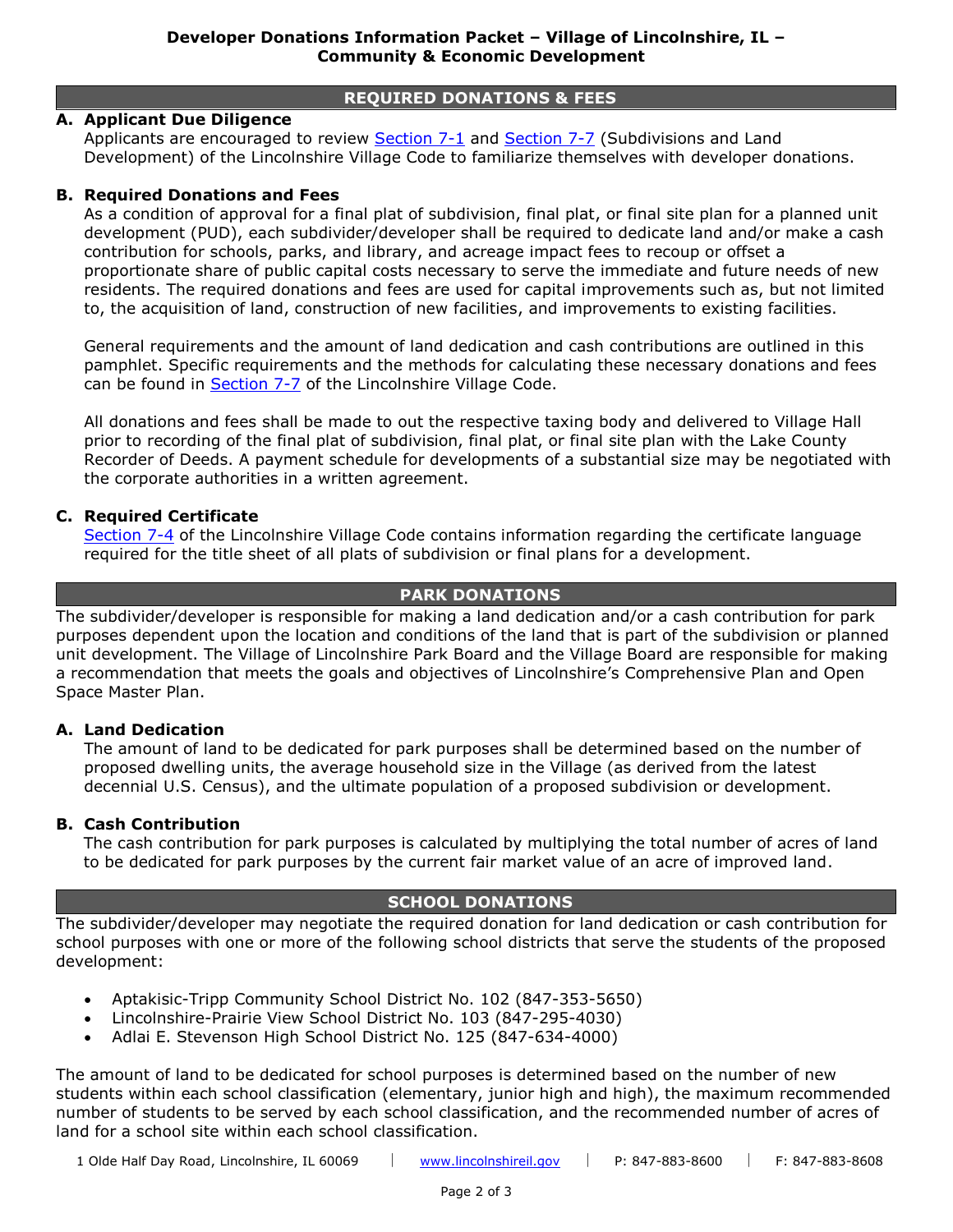# Developer Donations Information Packet – Village of Lincolnshire, IL – Community & Economic Development

## REQUIRED DONATIONS & FEES

### A. Applicant Due Diligence

Applicants are encouraged to review Section 7-1 and Section 7-7 (Subdivisions and Land Development) of the Lincolnshire Village Code to familiarize themselves with developer donations.

### B. Required Donations and Fees

As a condition of approval for a final plat of subdivision, final plat, or final site plan for a planned unit development (PUD), each subdivider/developer shall be required to dedicate land and/or make a cash contribution for schools, parks, and library, and acreage impact fees to recoup or offset a proportionate share of public capital costs necessary to serve the immediate and future needs of new residents. The required donations and fees are used for capital improvements such as, but not limited to, the acquisition of land, construction of new facilities, and improvements to existing facilities.

General requirements and the amount of land dedication and cash contributions are outlined in this pamphlet. Specific requirements and the methods for calculating these necessary donations and fees can be found in Section 7-7 of the Lincolnshire Village Code.

All donations and fees shall be made to out the respective taxing body and delivered to Village Hall prior to recording of the final plat of subdivision, final plat, or final site plan with the Lake County Recorder of Deeds. A payment schedule for developments of a substantial size may be negotiated with the corporate authorities in a written agreement.

### C. Required Certificate

Section 7-4 of the Lincolnshire Village Code contains information regarding the certificate language required for the title sheet of all plats of subdivision or final plans for a development.

## PARK DONATIONS

The subdivider/developer is responsible for making a land dedication and/or a cash contribution for park purposes dependent upon the location and conditions of the land that is part of the subdivision or planned unit development. The Village of Lincolnshire Park Board and the Village Board are responsible for making a recommendation that meets the goals and objectives of Lincolnshire's Comprehensive Plan and Open Space Master Plan.

### A. Land Dedication

The amount of land to be dedicated for park purposes shall be determined based on the number of proposed dwelling units, the average household size in the Village (as derived from the latest decennial U.S. Census), and the ultimate population of a proposed subdivision or development.

### B. Cash Contribution

The cash contribution for park purposes is calculated by multiplying the total number of acres of land to be dedicated for park purposes by the current fair market value of an acre of improved land.

## SCHOOL DONATIONS

The subdivider/developer may negotiate the required donation for land dedication or cash contribution for school purposes with one or more of the following school districts that serve the students of the proposed development:

- Aptakisic-Tripp Community School District No. 102 (847-353-5650)
- Lincolnshire-Prairie View School District No. 103 (847-295-4030)
- Adlai E. Stevenson High School District No. 125 (847-634-4000)

The amount of land to be dedicated for school purposes is determined based on the number of new students within each school classification (elementary, junior high and high), the maximum recommended number of students to be served by each school classification, and the recommended number of acres of land for a school site within each school classification.

1 Olde Half Day Road, Lincolnshire, IL 60069 | www.lincolnshireil.gov | P: 847-883-8600 | F: 847-883-8608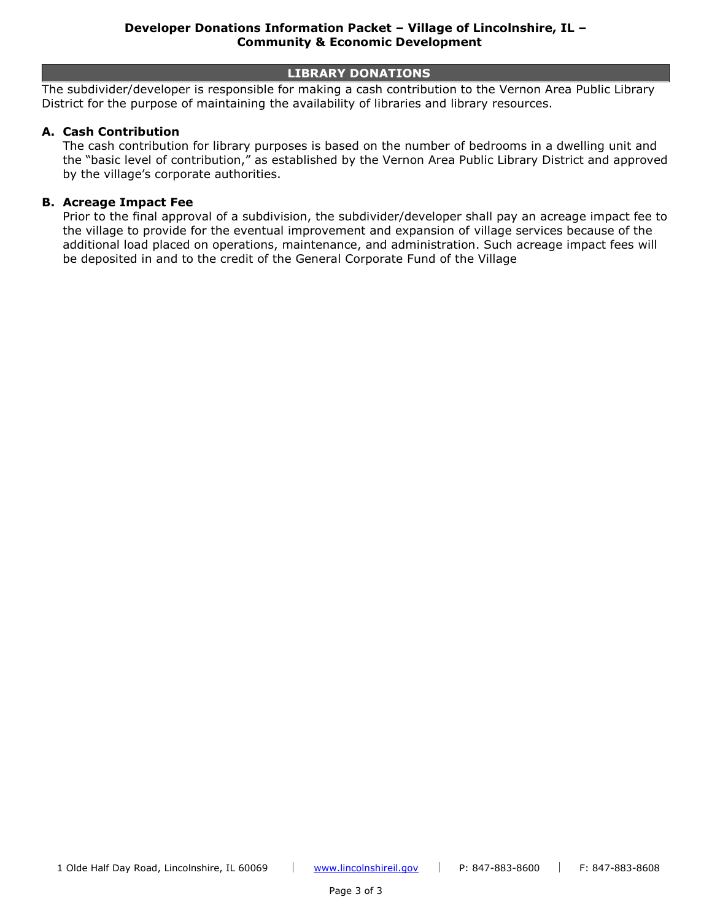## LIBRARY DONATIONS

The subdivider/developer is responsible for making a cash contribution to the Vernon Area Public Library District for the purpose of maintaining the availability of libraries and library resources.

### A. Cash Contribution

The cash contribution for library purposes is based on the number of bedrooms in a dwelling unit and the "basic level of contribution," as established by the Vernon Area Public Library District and approved by the village's corporate authorities.

### B. Acreage Impact Fee

Prior to the final approval of a subdivision, the subdivider/developer shall pay an acreage impact fee to the village to provide for the eventual improvement and expansion of village services because of the additional load placed on operations, maintenance, and administration. Such acreage impact fees will be deposited in and to the credit of the General Corporate Fund of the Village